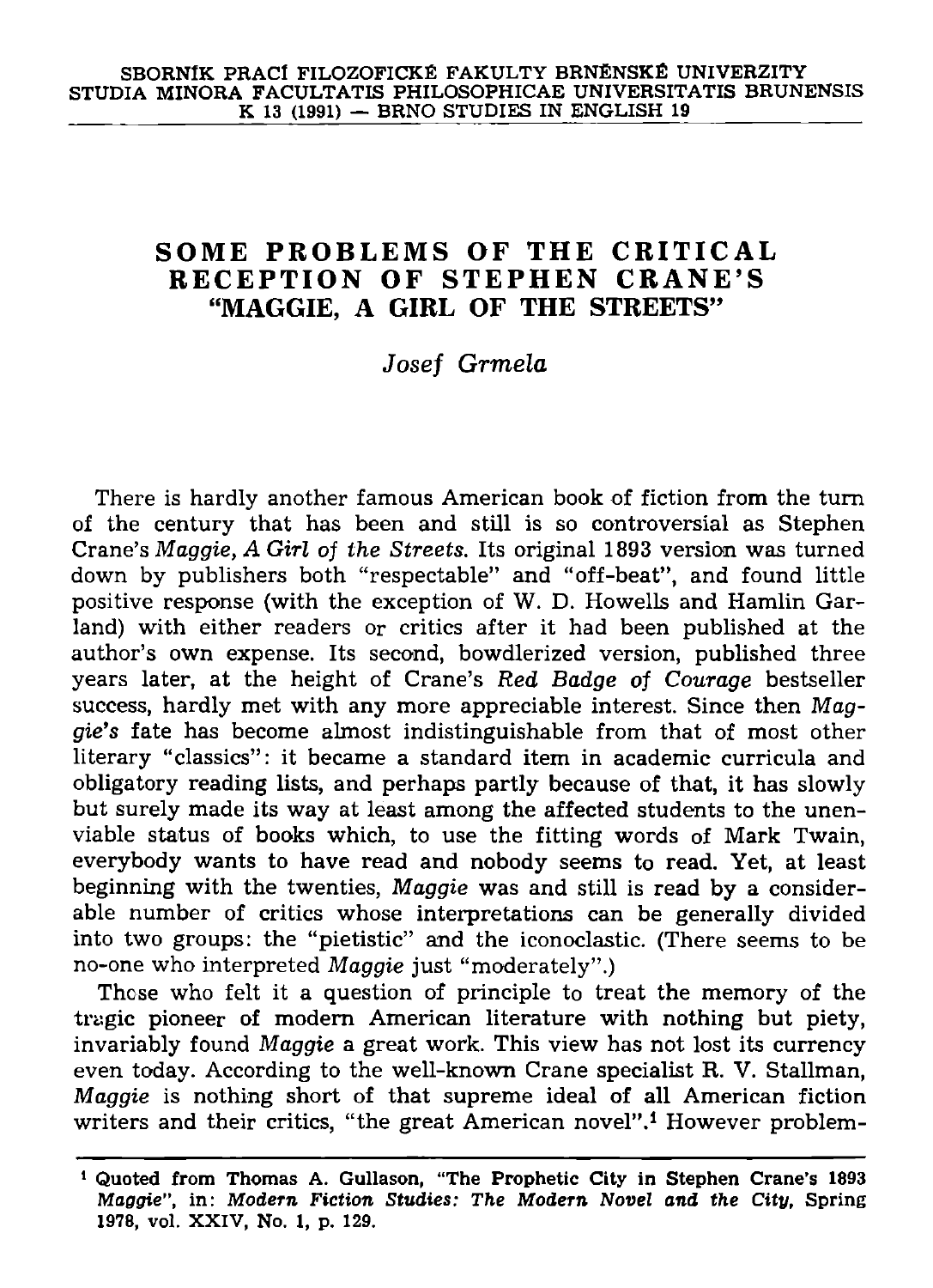# SOME PROBLEMS OF THE CRITICAL RECEPTION OF STEPHEN CRANE'S "MAGGIE, A GIRL OF THE STREETS"

*Josef Grmela*

There is hardly another famous American book of fiction from the turn of the century that has been and still is so controversial as Stephen Crane's *Maggie, A Girl of the Streets.* Its original 1893 version was turned down by publishers both "respectable" and "off-beat", and found little positive response (with the exception of W. D. Howells and Hamlin Garland) with either readers or critics after it had been published at the author's own expense. Its second, bowdlerized version, published three years later, at the height of Crane's *Red Badge of Courage* bestseller success, hardly met with any more appreciable interest. Since then *Maggie's* fate has become almost indistinguishable from that of most other literary "classics": it became a standard item in academic curricula and obligatory reading lists, and perhaps partly because of that, it has slowly but surely made its way at least among the affected students to the unenviable status of books which, to use the fitting words of Mark Twain, everybody wants to have read and nobody seems to read. Yet, at least beginning with the twenties, *Maggie* was and still is read by a considerable number of critics whose interpretations can be generally divided into two groups: the "pietistic" and the iconoclastic. (There seems to be no-one who interpreted *Maggie* just "moderately".)

Those who felt it a question of principle to treat the memory of the tragic pioneer of modern American literature with nothing but piety, invariably found *Maggie* a great work. This view has not lost its currency even today. According to the well-known Crane specialist R. V. Stallman, *Maggie* is nothing short of that supreme ideal of all American fiction writers and their critics, "the great American novel".[1] However problem-

[1] Quoted from Thomas A. Gullason, "The Prophetic City in Stephen Crane's 1893 *Maggie*", in: *Modern Fiction Studies: The Modern Novel and the City,* Spring 1978, vol. XXIV, No. 1, p. 129.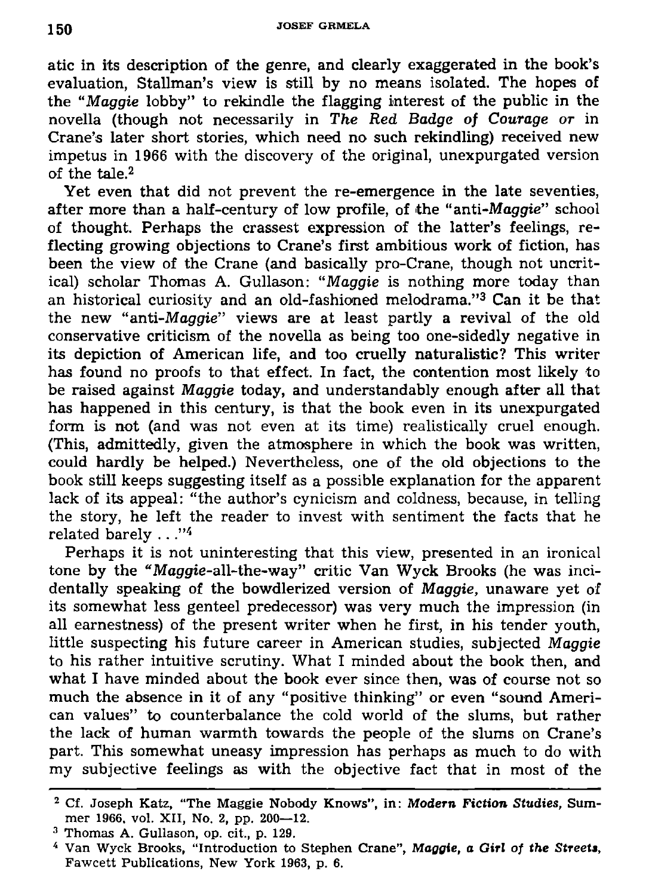atic in its description of the genre, and clearly exaggerated in the book's evaluation, Stallman's view is still by no means isolated. The hopes of the "*Maggie* lobby" to rekindle the flagging interest of the public in the novella (though not necessarily in *The Red Badge of Courage* or in Crane's later short stories, which need no such rekindling) received new impetus in 1966 with the discovery of the original, unexpurgated version of the tale.[2]

Yet even that did not prevent the re-emergence in the late seventies, after more than a half-century of low profile, of the "anti-*Maggie*" school of thought. Perhaps the crassest expression of the latter's feelings, reflecting growing objections to Crane's first ambitious work of fiction, has been the view of the Crane (and basically pro-Crane, though not uncritical) scholar Thomas A. Gullason: "*Maggie* is nothing more today than an historical curiosity and an old-fashioned melodrama."[3] Can it be that the new "anti-*Maggie*" views are at least partly a revival of the old conservative criticism of the novella as being too one-sidedly negative in its depiction of American life, and too cruelly naturalistic? This writer has found no proofs to that effect. In fact, the contention most likely to be raised against *Maggie* today, and understandably enough after all that has happened in this century, is that the book even in its unexpurgated form is not (and was not even at its time) realistically cruel enough. (This, admittedly, given the atmosphere in which the book was written, could hardly be helped.) Nevertheless, one of the old objections to the book still keeps suggesting itself as a possible explanation for the apparent lack of its appeal: "the author's cynicism and coldness, because, in telling the story, he left the reader to invest with sentiment the facts that he related barely . . ."[4]

Perhaps it is not uninteresting that this view, presented in an ironical tone by the "*Maggie*-all-the-way" critic Van Wyck Brooks (he was incidentally speaking of the bowdlerized version of *Maggie*, unaware yet of its somewhat less genteel predecessor) was very much the impression (in all earnestness) of the present writer when he first, in his tender youth, little suspecting his future career in American studies, subjected *Maggie* to his rather intuitive scrutiny. What I minded about the book then, and what I have minded about the book ever since then, was of course not so much the absence in it of any "positive thinking" or even "sound American values" to counterbalance the cold world of the slums, but rather the lack of human warmth towards the people of the slums on Crane's part. This somewhat uneasy impression has perhaps as much to do with my subjective feelings as with the objective fact that in most of the

---

[2] Cf. Joseph Katz, "The Maggie Nobody Knows", in: *Modern Fiction Studies*, Summer 1966, vol. XII, No. 2, pp. 200—12.

[3] Thomas A. Gullason, op. cit., p. 129.

[4] Van Wyck Brooks, "Introduction to Stephen Crane", *Maggie, a Girl of the Streets*, Fawcett Publications, New York 1963, p. 6.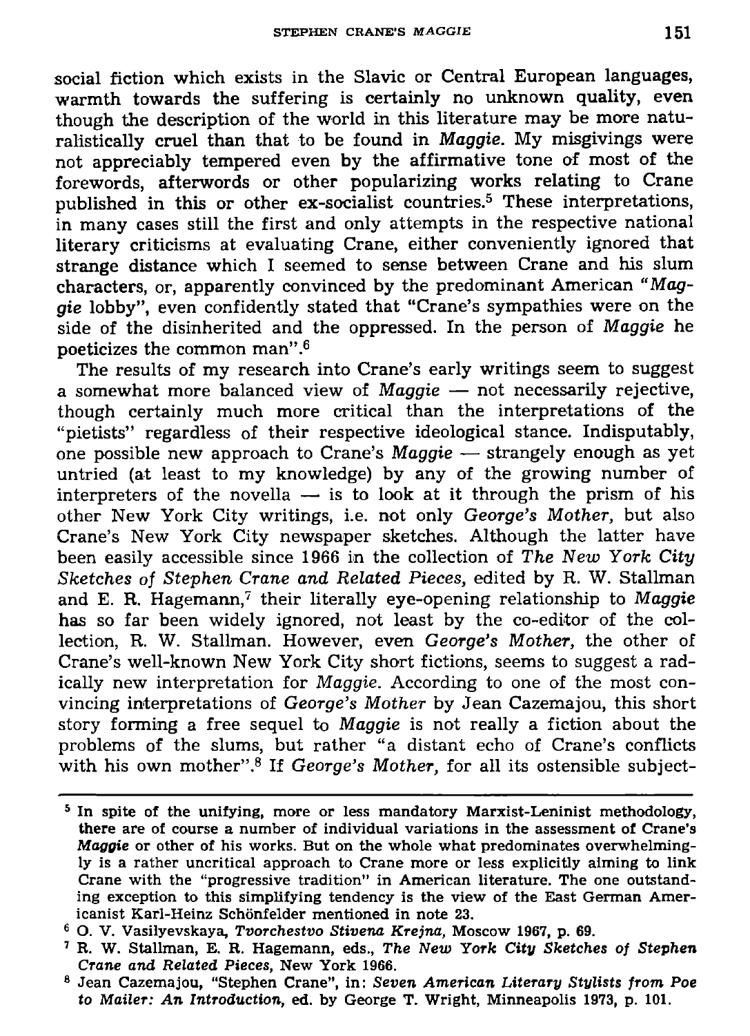social fiction which exists in the Slavic or Central European languages, warmth towards the suffering is certainly no unknown quality, even though the description of the world in this literature may be more naturalistically cruel than that to be found in *Maggie*. My misgivings were not appreciably tempered even by the affirmative tone of most of the forewords, afterwords or other popularizing works relating to Crane published in this or other ex-socialist countries.[5] These interpretations, in many cases still the first and only attempts in the respective national literary criticisms at evaluating Crane, either conveniently ignored that strange distance which I seemed to sense between Crane and his slum characters, or, apparently convinced by the predominant American "*Maggie* lobby", even confidently stated that "Crane's sympathies were on the side of the disinherited and the oppressed. In the person of *Maggie* he poeticizes the common man".[6]

The results of my research into Crane's early writings seem to suggest a somewhat more balanced view of *Maggie* — not necessarily rejective, though certainly much more critical than the interpretations of the "pietists" regardless of their respective ideological stance. Indisputably, one possible new approach to Crane's *Maggie* — strangely enough as yet untried (at least to my knowledge) by any of the growing number of interpreters of the novella — is to look at it through the prism of his other New York City writings, i.e. not only *George's Mother*, but also Crane's New York City newspaper sketches. Although the latter have been easily accessible since 1966 in the collection of *The New York City Sketches of Stephen Crane and Related Pieces*, edited by R. W. Stallman and E. R. Hagemann,[7] their literally eye-opening relationship to *Maggie* has so far been widely ignored, not least by the co-editor of the collection, R. W. Stallman. However, even *George's Mother*, the other of Crane's well-known New York City short fictions, seems to suggest a radically new interpretation for *Maggie*. According to one of the most convincing interpretations of *George's Mother* by Jean Cazemajou, this short story forming a free sequel to *Maggie* is not really a fiction about the problems of the slums, but rather "a distant echo of Crane's conflicts with his own mother".[8] If *George's Mother*, for all its ostensible subject-

---

[5] In spite of the unifying, more or less mandatory Marxist-Leninist methodology, there are of course a number of individual variations in the assessment of Crane's *Maggie* or other of his works. But on the whole what predominates overwhelmingly is a rather uncritical approach to Crane more or less explicitly aiming to link Crane with the "progressive tradition" in American literature. The one outstanding exception to this simplifying tendency is the view of the East German Americanist Karl-Heinz Schönfelder mentioned in note 23.

[6] O. V. Vasilyevskaya, *Tvorchestvo Stivena Krejna*, Moscow 1967, p. 69.

[7] R. W. Stallman, E. R. Hagemann, eds., *The New York City Sketches of Stephen Crane and Related Pieces*, New York 1966.

[8] Jean Cazemajou, "Stephen Crane", in: *Seven American Literary Stylists from Poe to Mailer: An Introduction*, ed. by George T. Wright, Minneapolis 1973, p. 101.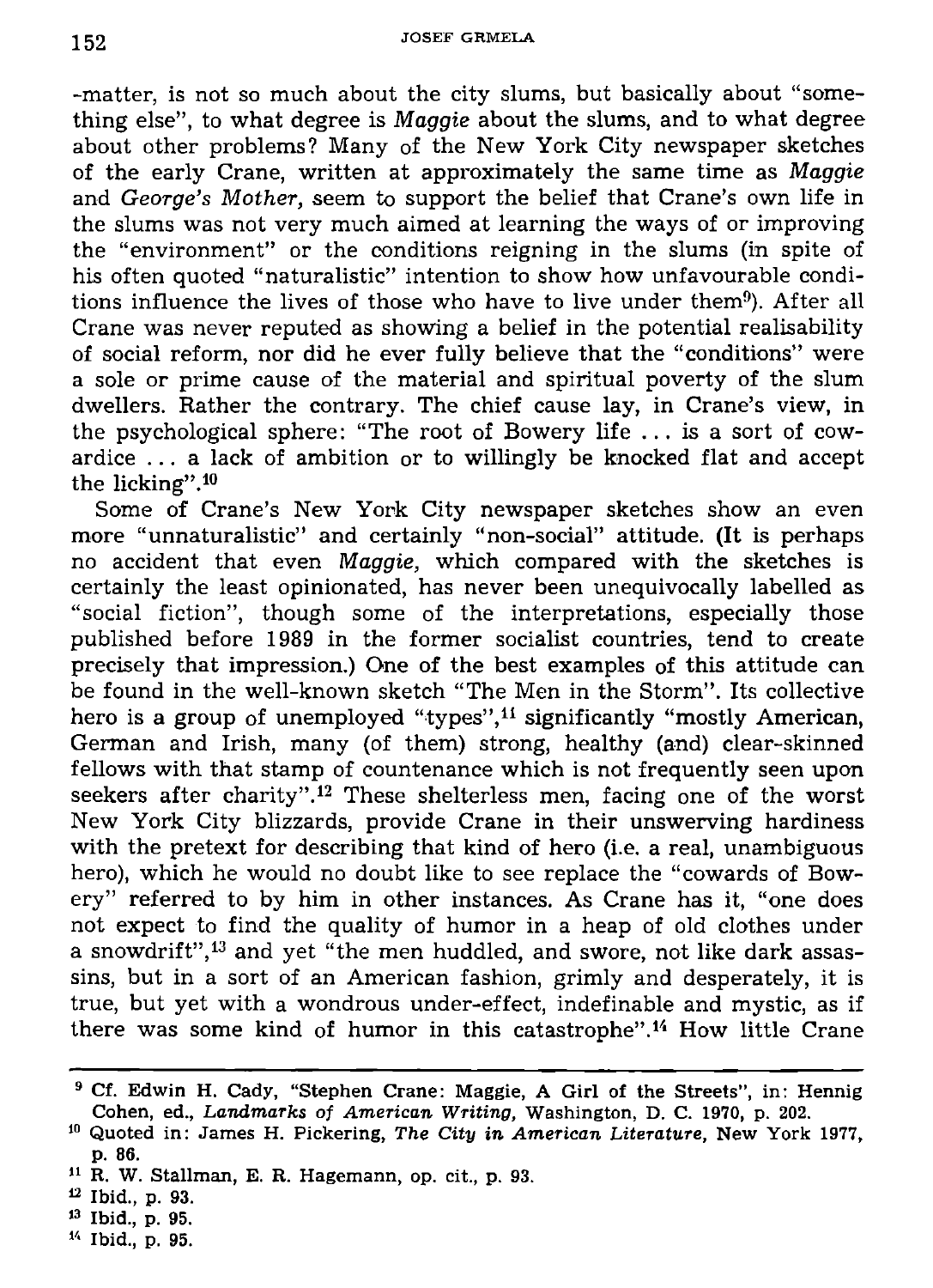-matter, is not so much about the city slums, but basically about "something else", to what degree is *Maggie* about the slums, and to what degree about other problems? Many of the New York City newspaper sketches of the early Crane, written at approximately the same time as *Maggie* and *George's Mother,* seem to support the belief that Crane's own life in the slums was not very much aimed at learning the ways of or improving the "environment" or the conditions reigning in the slums (in spite of his often quoted "naturalistic" intention to show how unfavourable conditions influence the lives of those who have to live under them[9]). After all Crane was never reputed as showing a belief in the potential realisability of social reform, nor did he ever fully believe that the "conditions" were a sole or prime cause of the material and spiritual poverty of the slum dwellers. Rather the contrary. The chief cause lay, in Crane's view, in the psychological sphere: "The root of Bowery life ... is a sort of cowardice ... a lack of ambition or to willingly be knocked flat and accept the licking".[10]

Some of Crane's New York City newspaper sketches show an even more "unnaturalistic" and certainly "non-social" attitude. (It is perhaps no accident that even *Maggie,* which compared with the sketches is certainly the least opinionated, has never been unequivocally labelled as "social fiction", though some of the interpretations, especially those published before 1989 in the former socialist countries, tend to create precisely that impression.) One of the best examples of this attitude can be found in the well-known sketch "The Men in the Storm". Its collective hero is a group of unemployed "types",[11] significantly "mostly American, German and Irish, many (of them) strong, healthy (and) clear-skinned fellows with that stamp of countenance which is not frequently seen upon seekers after charity".[12] These shelterless men, facing one of the worst New York City blizzards, provide Crane in their unswerving hardiness with the pretext for describing that kind of hero (i.e. a real, unambiguous hero), which he would no doubt like to see replace the "cowards of Bowery" referred to by him in other instances. As Crane has it, "one does not expect to find the quality of humor in a heap of old clothes under a snowdrift",[13] and yet "the men huddled, and swore, not like dark assassins, but in a sort of an American fashion, grimly and desperately, it is true, but yet with a wondrous under-effect, indefinable and mystic, as if there was some kind of humor in this catastrophe".[14] How little Crane

---

[9] Cf. Edwin H. Cady, "Stephen Crane: Maggie, A Girl of the Streets", in: Hennig Cohen, ed., *Landmarks of American Writing,* Washington, D. C. 1970, p. 202.

[10] Quoted in: James H. Pickering, *The City in American Literature,* New York 1977, p. 86.

[11] R. W. Stallman, E. R. Hagemann, op. cit., p. 93.

[12] Ibid., p. 93.

[13] Ibid., p. 95.

[14] Ibid., p. 95.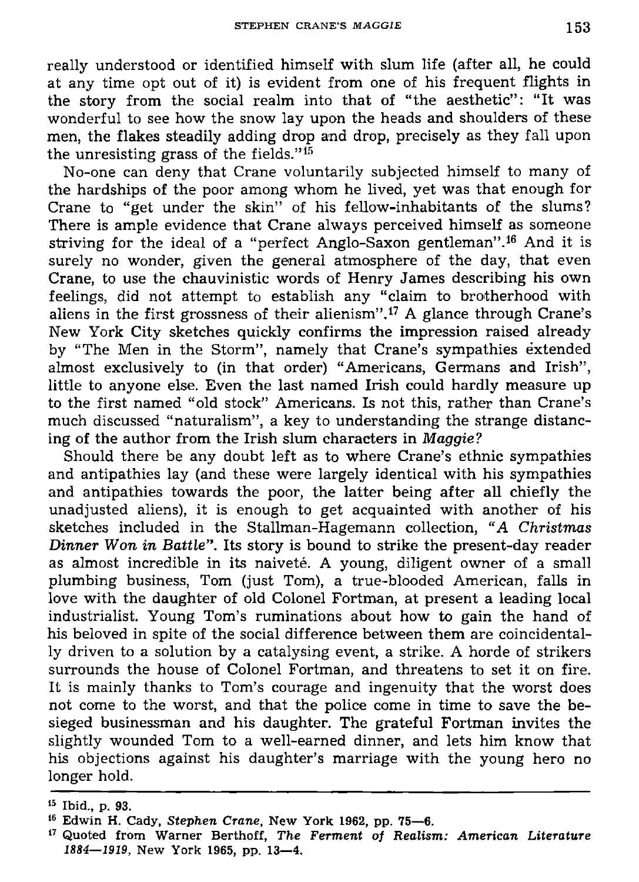really understood or identified himself with slum life (after all, he could at any time opt out of it) is evident from one of his frequent flights in the story from the social realm into that of "the aesthetic": "It was wonderful to see how the snow lay upon the heads and shoulders of these men, the flakes steadily adding drop and drop, precisely as they fall upon the unresisting grass of the fields."[15]

No-one can deny that Crane voluntarily subjected himself to many of the hardships of the poor among whom he lived, yet was that enough for Crane to "get under the skin" of his fellow-inhabitants of the slums? There is ample evidence that Crane always perceived himself as someone striving for the ideal of a "perfect Anglo-Saxon gentleman".[16] And it is surely no wonder, given the general atmosphere of the day, that even Crane, to use the chauvinistic words of Henry James describing his own feelings, did not attempt to establish any "claim to brotherhood with aliens in the first grossness of their alienism".[17] A glance through Crane's New York City sketches quickly confirms the impression raised already by "The Men in the Storm", namely that Crane's sympathies extended almost exclusively to (in that order) "Americans, Germans and Irish", little to anyone else. Even the last named Irish could hardly measure up to the first named "old stock" Americans. Is not this, rather than Crane's much discussed "naturalism", a key to understanding the strange distancing of the author from the Irish slum characters in *Maggie?*

Should there be any doubt left as to where Crane's ethnic sympathies and antipathies lay (and these were largely identical with his sympathies and antipathies towards the poor, the latter being after all chiefly the unadjusted aliens), it is enough to get acquainted with another of his sketches included in the Stallman-Hagemann collection, *"A Christmas Dinner Won in Battle"*. Its story is bound to strike the present-day reader as almost incredible in its naiveté. A young, diligent owner of a small plumbing business, Tom (just Tom), a true-blooded American, falls in love with the daughter of old Colonel Fortman, at present a leading local industrialist. Young Tom's ruminations about how to gain the hand of his beloved in spite of the social difference between them are coincidentally driven to a solution by a catalysing event, a strike. A horde of strikers surrounds the house of Colonel Fortman, and threatens to set it on fire. It is mainly thanks to Tom's courage and ingenuity that the worst does not come to the worst, and that the police come in time to save the besieged businessman and his daughter. The grateful Fortman invites the slightly wounded Tom to a well-earned dinner, and lets him know that his objections against his daughter's marriage with the young hero no longer hold.

---

[15] Ibid., p. 93.

[16] Edwin H. Cady, *Stephen Crane*, New York 1962, pp. 75—6.

[17] Quoted from Warner Berthoff, *The Ferment of Realism: American Literature 1884—1919*, New York 1965, pp. 13—4.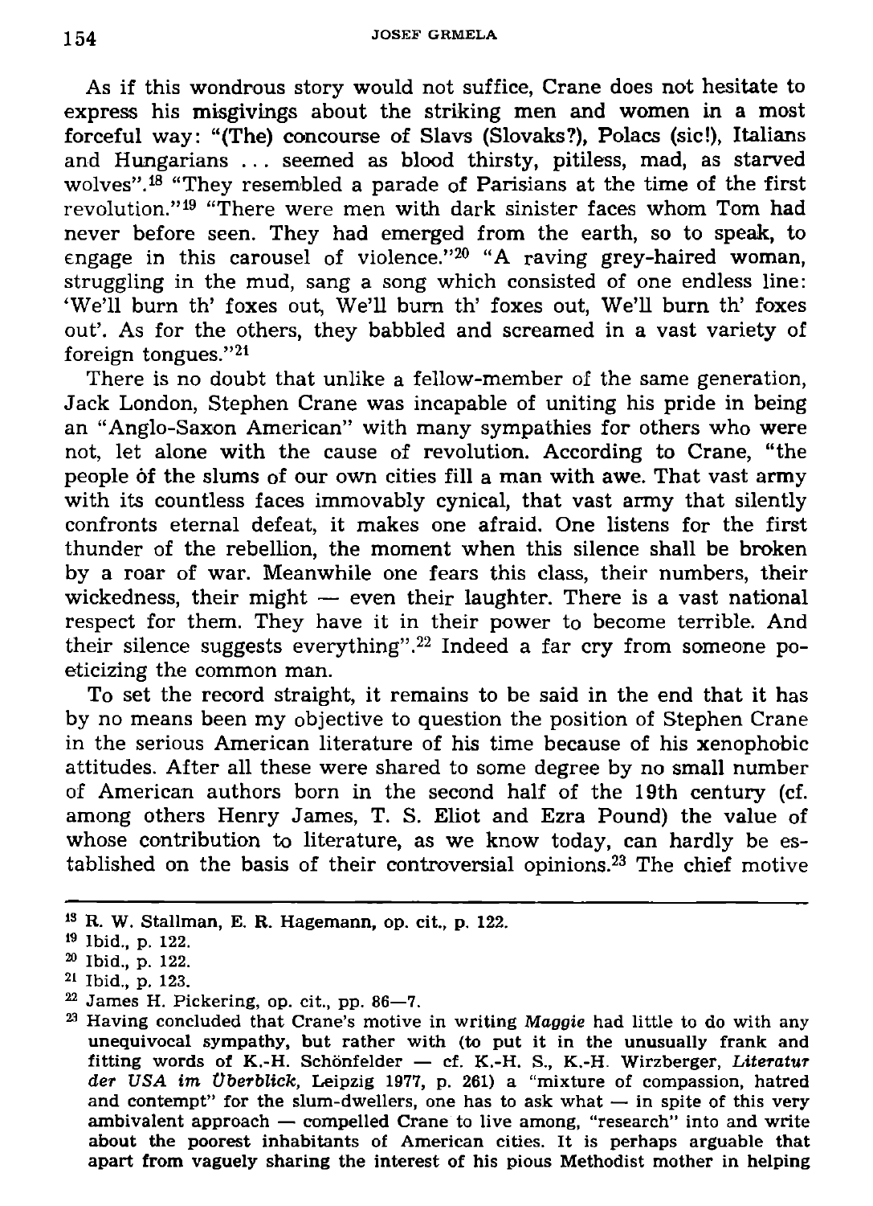As if this wondrous story would not suffice, Crane does not hesitate to express his misgivings about the striking men and women in a most forceful way: "(The) concourse of Slavs (Slovaks?), Polacs (sic!), Italians and Hungarians ... seemed as blood thirsty, pitiless, mad, as starved wolves".[18] "They resembled a parade of Parisians at the time of the first revolution."[19] "There were men with dark sinister faces whom Tom had never before seen. They had emerged from the earth, so to speak, to engage in this carousel of violence."[20] "A raving grey-haired woman, struggling in the mud, sang a song which consisted of one endless line: 'We'll burn th' foxes out, We'll burn th' foxes out, We'll burn th' foxes out'. As for the others, they babbled and screamed in a vast variety of foreign tongues."[21]

There is no doubt that unlike a fellow-member of the same generation, Jack London, Stephen Crane was incapable of uniting his pride in being an "Anglo-Saxon American" with many sympathies for others who were not, let alone with the cause of revolution. According to Crane, "the people of the slums of our own cities fill a man with awe. That vast army with its countless faces immovably cynical, that vast army that silently confronts eternal defeat, it makes one afraid. One listens for the first thunder of the rebellion, the moment when this silence shall be broken by a roar of war. Meanwhile one fears this class, their numbers, their wickedness, their might — even their laughter. There is a vast national respect for them. They have it in their power to become terrible. And their silence suggests everything".[22] Indeed a far cry from someone poeticizing the common man.

To set the record straight, it remains to be said in the end that it has by no means been my objective to question the position of Stephen Crane in the serious American literature of his time because of his xenophobic attitudes. After all these were shared to some degree by no small number of American authors born in the second half of the 19th century (cf. among others Henry James, T. S. Eliot and Ezra Pound) the value of whose contribution to literature, as we know today, can hardly be established on the basis of their controversial opinions.[23] The chief motive

---

[18] R. W. Stallman, E. R. Hagemann, op. cit., p. 122.

[19] Ibid., p. 122.

[20] Ibid., p. 122.

[21] Ibid., p. 123.

[22] James H. Pickering, op. cit., pp. 86—7.

[23] Having concluded that Crane's motive in writing *Maggie* had little to do with any unequivocal sympathy, but rather with (to put it in the unusually frank and fitting words of K.-H. Schönfelder — cf. K.-H. S., K.-H. Wirzberger, *Literatur der USA im Überblick*, Leipzig 1977, p. 261) a "mixture of compassion, hatred and contempt" for the slum-dwellers, one has to ask what — in spite of this very ambivalent approach — compelled Crane to live among, "research" into and write about the poorest inhabitants of American cities. It is perhaps arguable that apart from vaguely sharing the interest of his pious Methodist mother in helping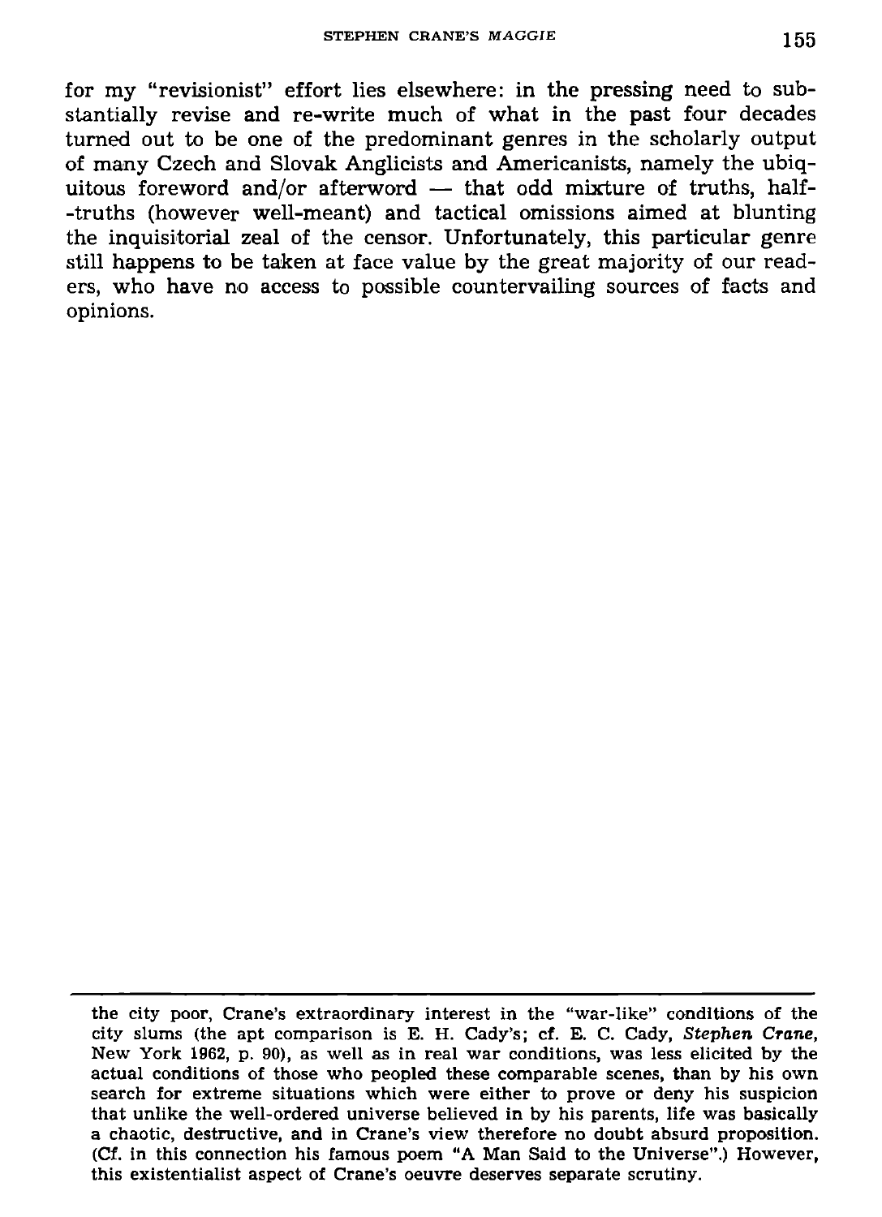for my "revisionist" effort lies elsewhere: in the pressing need to substantially revise and re-write much of what in the past four decades turned out to be one of the predominant genres in the scholarly output of many Czech and Slovak Anglicists and Americanists, namely the ubiquitous foreword and/or afterword — that odd mixture of truths, half-truths (however well-meant) and tactical omissions aimed at blunting the inquisitorial zeal of the censor. Unfortunately, this particular genre still happens to be taken at face value by the great majority of our readers, who have no access to possible countervailing sources of facts and opinions.

---

the city poor, Crane's extraordinary interest in the "war-like" conditions of the city slums (the apt comparison is E. H. Cady's; cf. E. C. Cady, *Stephen Crane*, New York 1962, p. 90), as well as in real war conditions, was less elicited by the actual conditions of those who peopled these comparable scenes, than by his own search for extreme situations which were either to prove or deny his suspicion that unlike the well-ordered universe believed in by his parents, life was basically a chaotic, destructive, and in Crane's view therefore no doubt absurd proposition. (Cf. in this connection his famous poem "A Man Said to the Universe".) However, this existentialist aspect of Crane's oeuvre deserves separate scrutiny.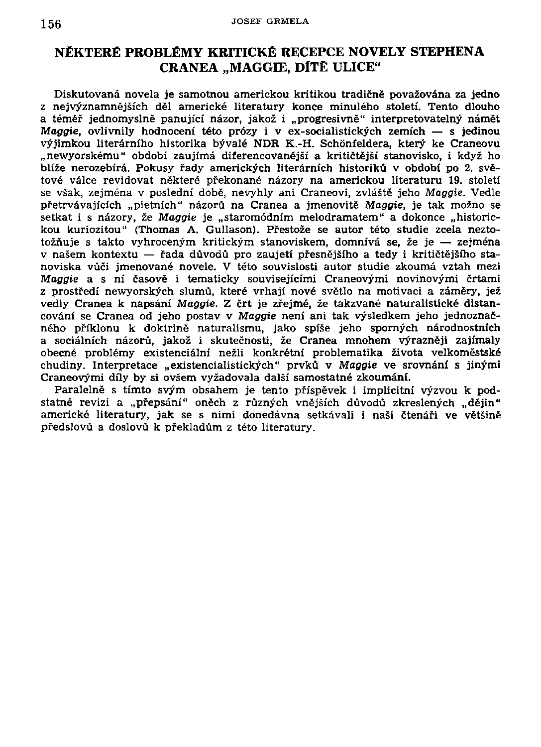# NĚKTERÉ PROBLÉMY KRITICKÉ RECEPCE NOVELY STEPHENA CRANEA „MAGGIE, DÍTĚ ULICE"

Diskutovaná novela je samotnou americkou kritikou tradičně považována za jedno z nejvýznamnějších děl americké literatury konce minulého století. Tento dlouho a téměř jednomyslně panující názor, jakož i „progresivně" interpretovatelný námět *Maggie*, ovlivnily hodnocení této prózy i v ex-socialistických zemích — s jedinou výjimkou literárního historika bývalé NDR K.-H. Schönfeldera, který ke Craneovu „newyorskému" období zaujímá diferencovanější a kritičtější stanovisko, i když ho blíže nerozebírá. Pokusy řady amerických literárních historiků v období po 2. světové válce revidovat některé překonané názory na americkou literaturu 19. století se však, zejména v poslední době, nevyhly ani Craneovi, zvláště jeho *Maggie*. Vedle přetrvávajících „pietních" názorů na Cranea a jmenovitě *Maggie*, je tak možno se setkat i s názory, že *Maggie* je „staromódním melodramatem" a dokonce „historickou kuriozitou" (Thomas A. Gullason). Přestože se autor této studie zcela neztotožňuje s takto vyhroceným kritickým stanoviskem, domnívá se, že je — zejména v našem kontextu — řada důvodů pro zaujetí přesnějšího a tedy i kritičtějšího stanoviska vůči jmenované novele. V této souvislosti autor studie zkoumá vztah mezi *Maggie* a s ní časově i tematicky souvisejícími Craneovými novinovými črtami z prostředí newyorských slumů, které vrhají nové světlo na motivaci a záměry, jež vedly Cranea k napsání *Maggie*. Z črt je zřejmé, že takzvané naturalistické distancování se Cranea od jeho postav v *Maggie* není ani tak výsledkem jeho jednoznačného příklonu k doktríně naturalismu, jako spíše jeho sporných národnostních a sociálních názorů, jakož i skutečnosti, že Cranea mnohem výrazněji zajímaly obecné problémy existenciální nežli konkrétní problematika života velkoměstské chudiny. Interpretace „existencialistických" prvků v *Maggie* ve srovnání s jinými Craneovými díly by si ovšem vyžadovala další samostatné zkoumání.

Paralelně s tímto svým obsahem je tento příspěvek i implicitní výzvou k podstatné revizi a „přepsání" oněch z různých vnějších důvodů zkreslených „dějin" americké literatury, jak se s nimi donedávna setkávali i naši čtenáři ve většině předslovů a doslovů k překladům z této literatury.